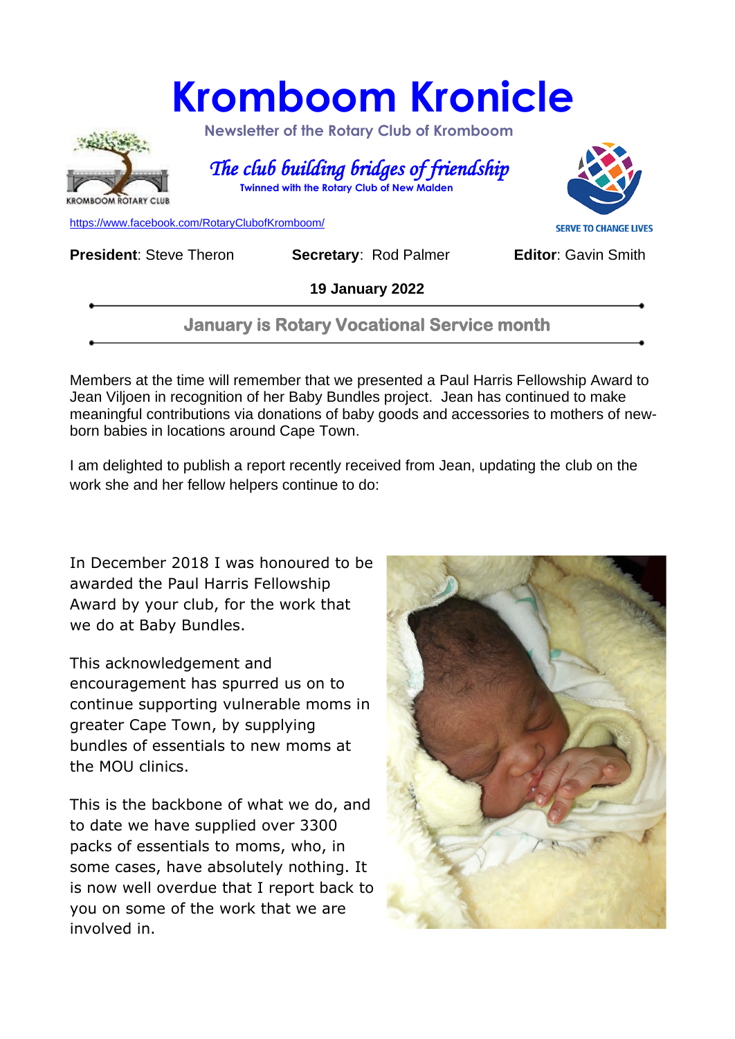# Kromboom Kronicle

**Newsletter of the Rotary Club of Kromboom**

*The club building bridges of friendship*

**Twinned with the Rotary Club of New Malden**

https://www.facebook.com/RotaryClubofKromboom/

SERVE TO CHANGE LIVES

**President**: Steve Theron **Secretary**: Rod Palmer **Editor**: Gavin Smith

**19 January 2022**

## January is Rotary Vocational Service month

Members at the time will remember that we presented a Paul Harris Fellowship Award to Jean Viljoen in recognition of her Baby Bundles project. Jean has continued to make meaningful contributions via donations of baby goods and accessories to mothers of new-born babies in locations around Cape Town.

I am delighted to publish a report recently received from Jean, updating the club on the work she and her fellow helpers continue to do:

In December 2018 I was honoured to be awarded the Paul Harris Fellowship Award by your club, for the work that we do at Baby Bundles.

This acknowledgement and encouragement has spurred us on to continue supporting vulnerable moms in greater Cape Town, by supplying bundles of essentials to new moms at the MOU clinics.

This is the backbone of what we do, and to date we have supplied over 3300 packs of essentials to moms, who, in some cases, have absolutely nothing. It is now well overdue that I report back to you on some of the work that we are involved in.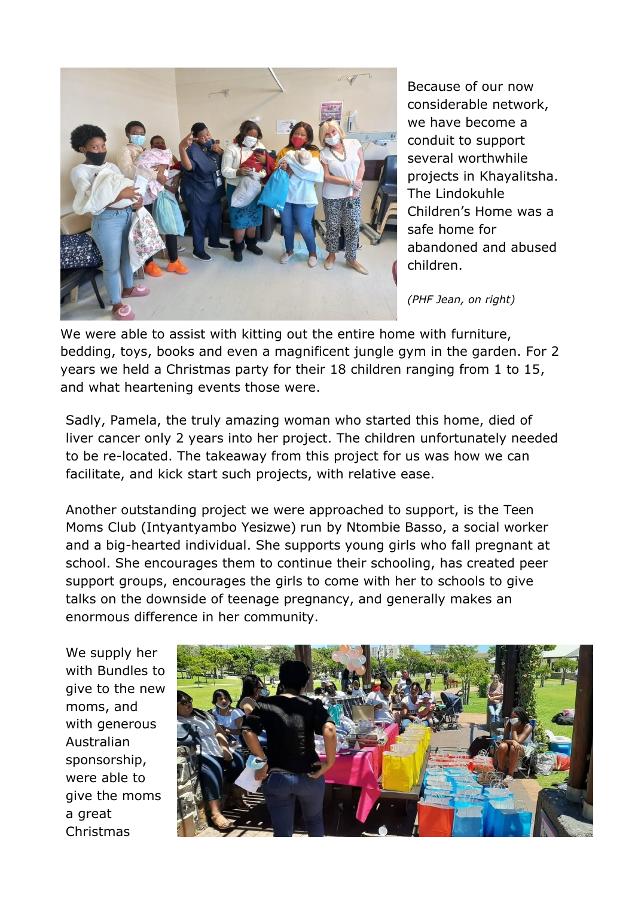Because of our now considerable network, we have become a conduit to support several worthwhile projects in Khayalitsha. The Lindokuhle Children's Home was a safe home for abandoned and abused children.

*(PHF Jean, on right)*

We were able to assist with kitting out the entire home with furniture, bedding, toys, books and even a magnificent jungle gym in the garden. For 2 years we held a Christmas party for their 18 children ranging from 1 to 15, and what heartening events those were.

Sadly, Pamela, the truly amazing woman who started this home, died of liver cancer only 2 years into her project. The children unfortunately needed to be re-located. The takeaway from this project for us was how we can facilitate, and kick start such projects, with relative ease.

Another outstanding project we were approached to support, is the Teen Moms Club (Intyantyambo Yesizwe) run by Ntombie Basso, a social worker and a big-hearted individual. She supports young girls who fall pregnant at school. She encourages them to continue their schooling, has created peer support groups, encourages the girls to come with her to schools to give talks on the downside of teenage pregnancy, and generally makes an enormous difference in her community.

We supply her with Bundles to give to the new moms, and with generous Australian sponsorship, were able to give the moms a great Christmas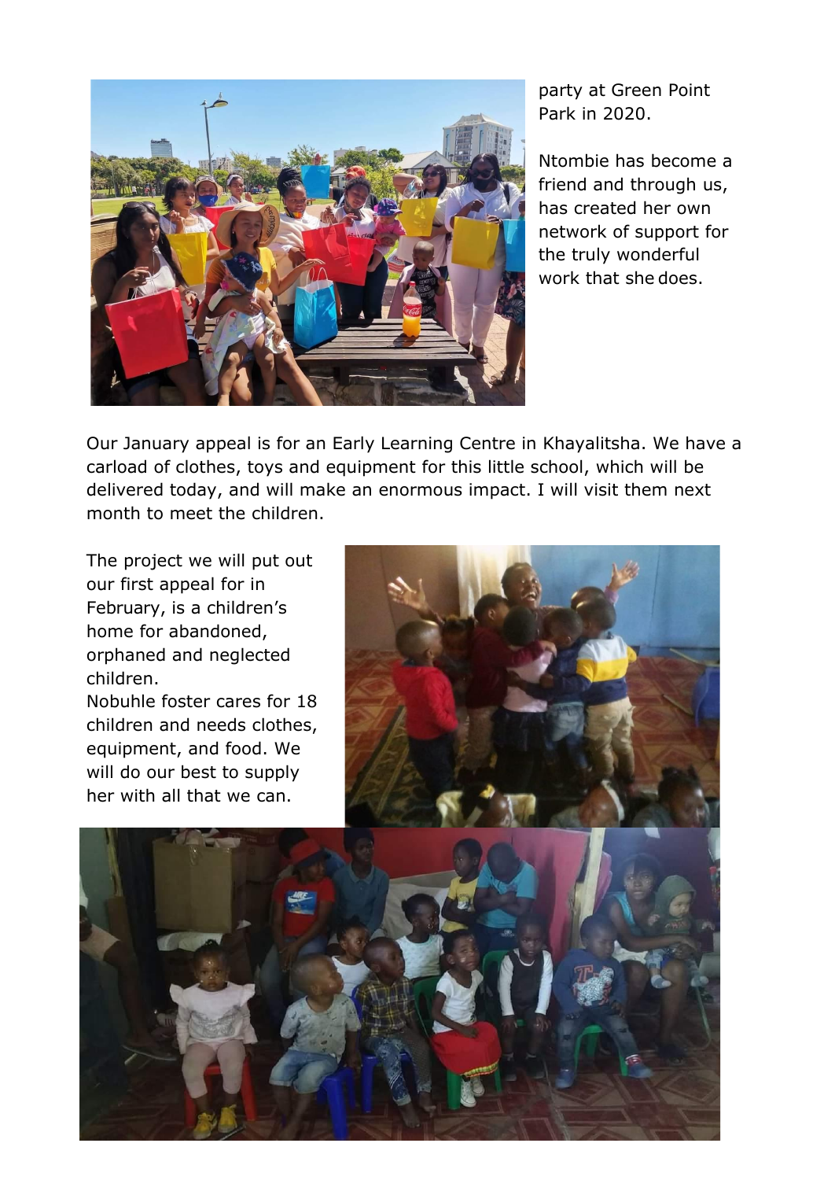party at Green Point Park in 2020.

Ntombie has become a friend and through us, has created her own network of support for the truly wonderful work that she does.

Our January appeal is for an Early Learning Centre in Khayalitsha. We have a carload of clothes, toys and equipment for this little school, which will be delivered today, and will make an enormous impact. I will visit them next month to meet the children.

The project we will put out our first appeal for in February, is a children's home for abandoned, orphaned and neglected children.
Nobuhle foster cares for 18 children and needs clothes, equipment, and food. We will do our best to supply her with all that we can.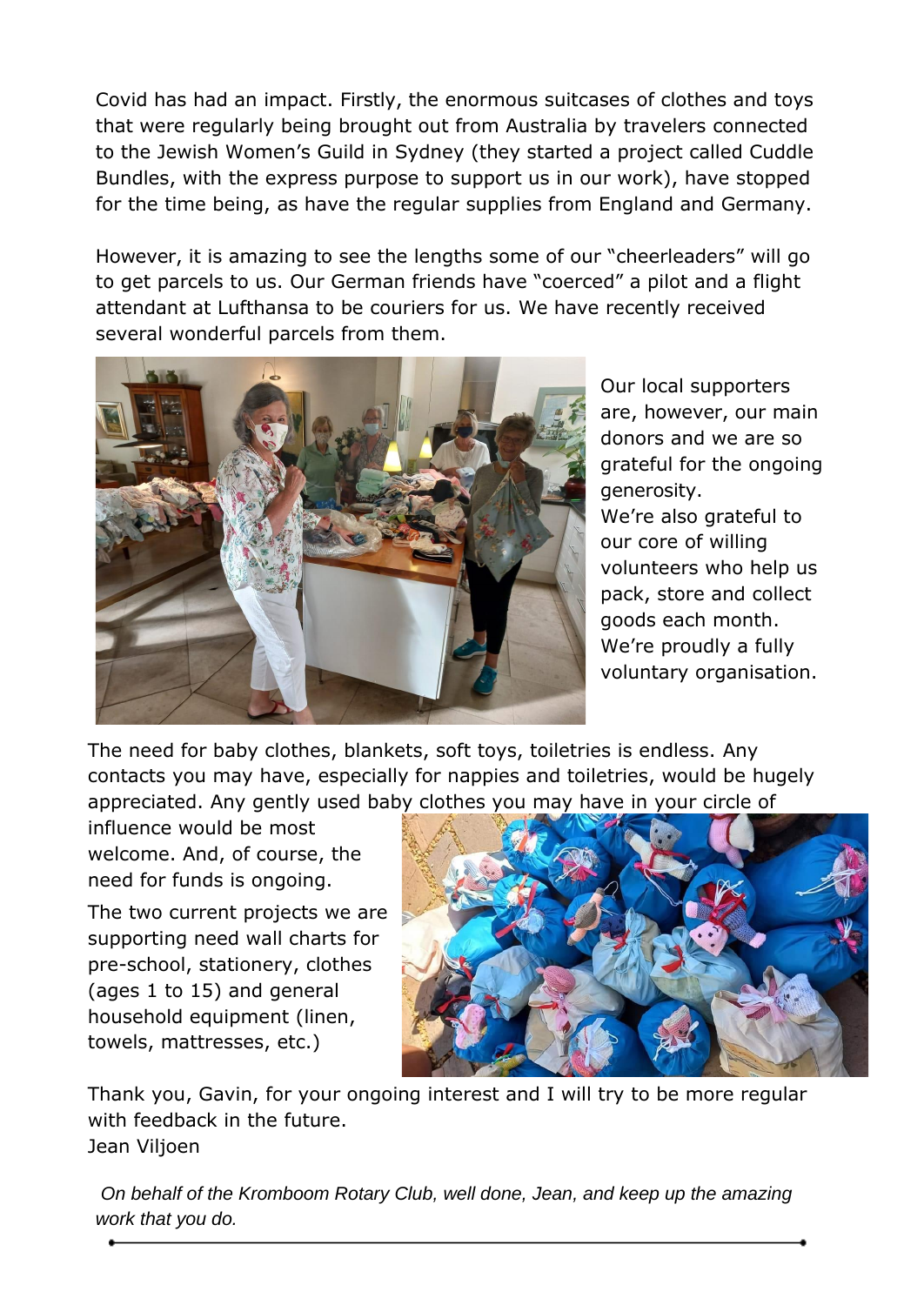Covid has had an impact. Firstly, the enormous suitcases of clothes and toys that were regularly being brought out from Australia by travelers connected to the Jewish Women's Guild in Sydney (they started a project called Cuddle Bundles, with the express purpose to support us in our work), have stopped for the time being, as have the regular supplies from England and Germany.

However, it is amazing to see the lengths some of our "cheerleaders" will go to get parcels to us. Our German friends have "coerced" a pilot and a flight attendant at Lufthansa to be couriers for us. We have recently received several wonderful parcels from them.

Our local supporters are, however, our main donors and we are so grateful for the ongoing generosity. We're also grateful to our core of willing volunteers who help us pack, store and collect goods each month. We're proudly a fully voluntary organisation.

The need for baby clothes, blankets, soft toys, toiletries is endless. Any contacts you may have, especially for nappies and toiletries, would be hugely appreciated. Any gently used baby clothes you may have in your circle of influence would be most welcome. And, of course, the need for funds is ongoing.

The two current projects we are supporting need wall charts for pre-school, stationery, clothes (ages 1 to 15) and general household equipment (linen, towels, mattresses, etc.)

Thank you, Gavin, for your ongoing interest and I will try to be more regular with feedback in the future.
Jean Viljoen

*On behalf of the Kromboom Rotary Club, well done, Jean, and keep up the amazing work that you do.*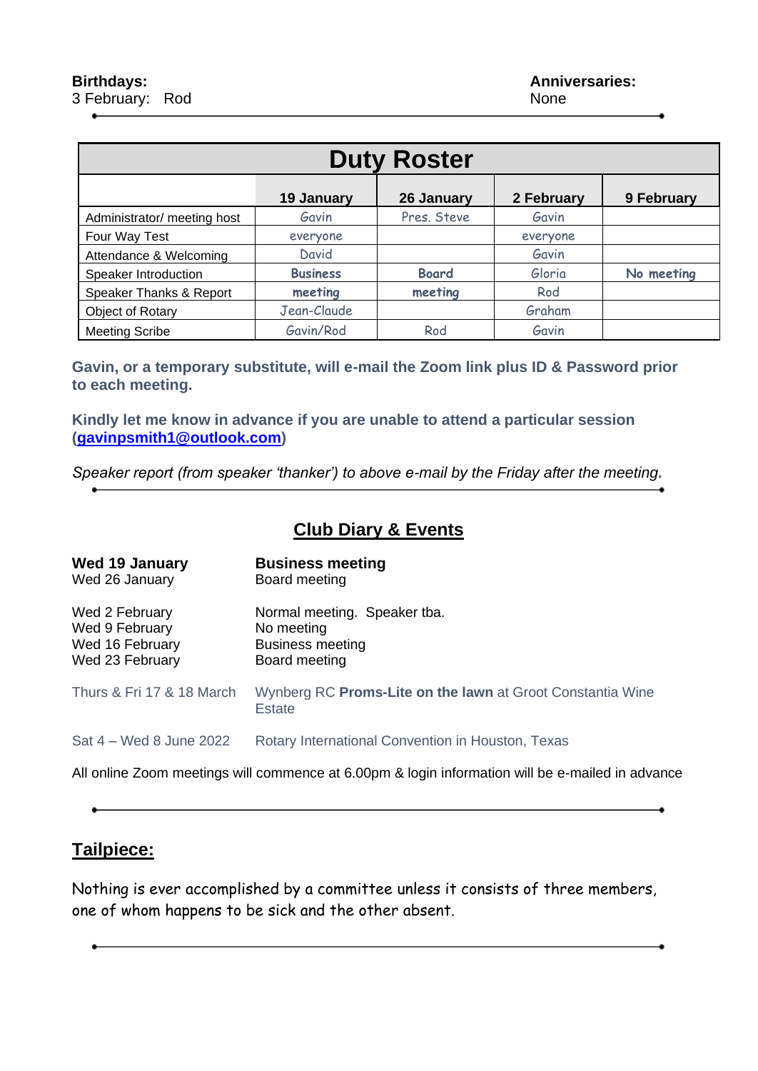**Birthdays:**
3 February: Rod

**Anniversaries:**
None

| Duty Roster | | | | |
|---|---|---|---|---|
| | **19 January** | **26 January** | **2 February** | **9 February** |
| Administrator/ meeting host | Gavin | Pres. Steve | Gavin | |
| Four Way Test | everyone | | everyone | |
| Attendance & Welcoming | David | | Gavin | |
| Speaker Introduction | **Business** | **Board** | Gloria | **No meeting** |
| Speaker Thanks & Report | **meeting** | **meeting** | Rod | |
| Object of Rotary | Jean-Claude | | Graham | |
| Meeting Scribe | Gavin/Rod | Rod | Gavin | |

**Gavin, or a temporary substitute, will e-mail the Zoom link plus ID & Password prior to each meeting.**

**Kindly let me know in advance if you are unable to attend a particular session (gavinpsmith1@outlook.com)**

*Speaker report (from speaker 'thanker') to above e-mail by the Friday after the meeting.*

## Club Diary & Events

| | |
|---|---|
| **Wed 19 January** | **Business meeting** |
| Wed 26 January | Board meeting |
| Wed 2 February | Normal meeting. Speaker tba. |
| Wed 9 February | No meeting |
| Wed 16 February | Business meeting |
| Wed 23 February | Board meeting |
| Thurs & Fri 17 & 18 March | Wynberg RC **Proms-Lite on the lawn** at Groot Constantia Wine Estate |
| Sat 4 – Wed 8 June 2022 | Rotary International Convention in Houston, Texas |

All online Zoom meetings will commence at 6.00pm & login information will be e-mailed in advance

## Tailpiece:

Nothing is ever accomplished by a committee unless it consists of three members, one of whom happens to be sick and the other absent.